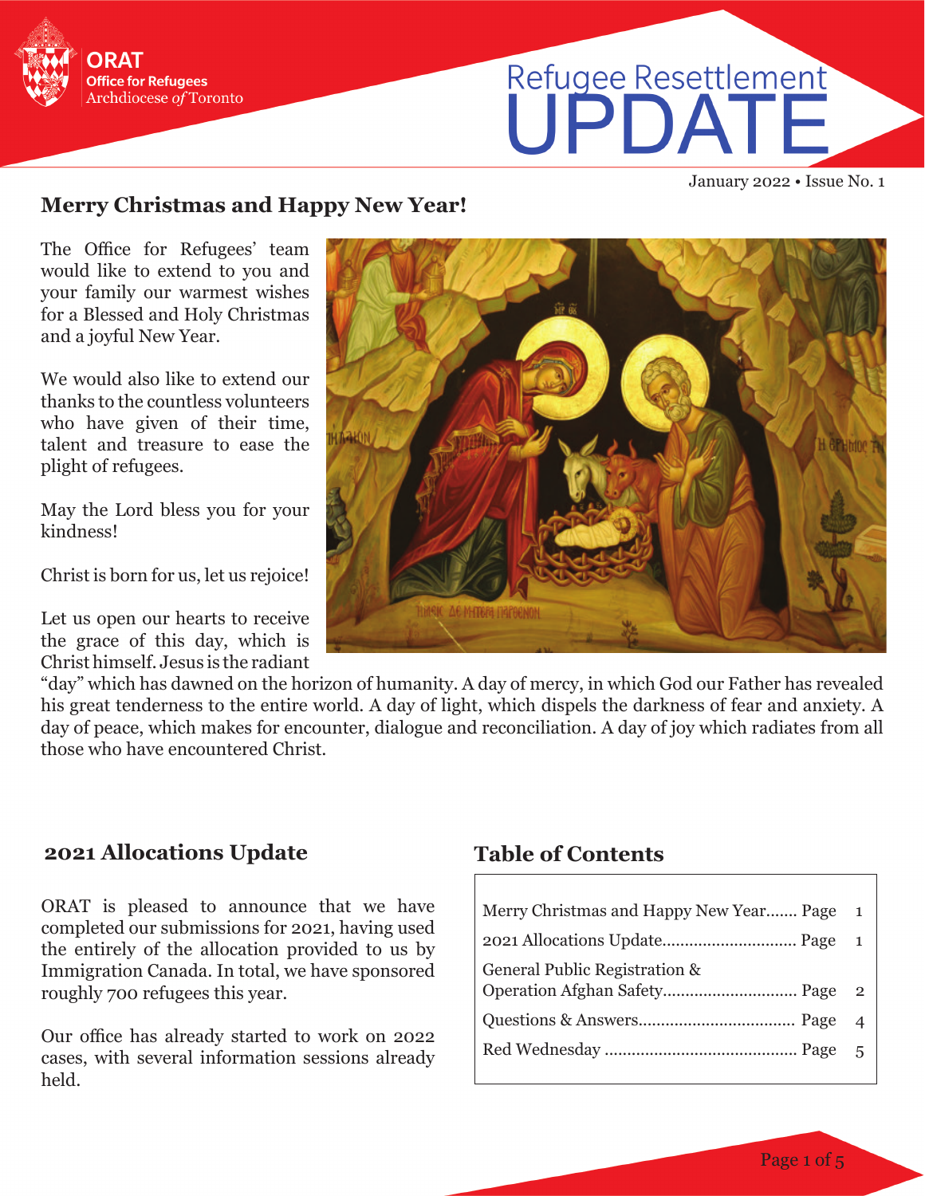ORAT
Office for Refugees
Archdiocese *of* Toronto

# Refugee Resettlement UPDATE

January 2022 • Issue No. 1

## Merry Christmas and Happy New Year!

The Office for Refugees' team would like to extend to you and your family our warmest wishes for a Blessed and Holy Christmas and a joyful New Year.

We would also like to extend our thanks to the countless volunteers who have given of their time, talent and treasure to ease the plight of refugees.

May the Lord bless you for your kindness!

Christ is born for us, let us rejoice!

Let us open our hearts to receive the grace of this day, which is Christ himself. Jesus is the radiant "day" which has dawned on the horizon of humanity. A day of mercy, in which God our Father has revealed his great tenderness to the entire world. A day of light, which dispels the darkness of fear and anxiety. A day of peace, which makes for encounter, dialogue and reconciliation. A day of joy which radiates from all those who have encountered Christ.

## 2021 Allocations Update

ORAT is pleased to announce that we have completed our submissions for 2021, having used the entirely of the allocation provided to us by Immigration Canada. In total, we have sponsored roughly 700 refugees this year.

Our office has already started to work on 2022 cases, with several information sessions already held.

## Table of Contents

| | |
|---|---|
| Merry Christmas and Happy New Year....... Page | 1 |
| 2021 Allocations Update............................ Page | 1 |
| General Public Registration & Operation Afghan Safety............................ Page | 2 |
| Questions & Answers.................................. Page | 4 |
| Red Wednesday .......................................... Page | 5 |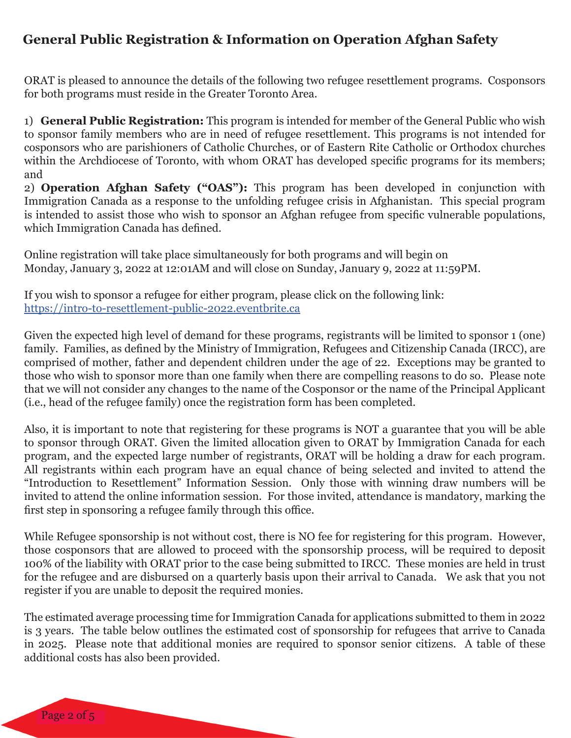## General Public Registration & Information on Operation Afghan Safety

ORAT is pleased to announce the details of the following two refugee resettlement programs. Cosponsors for both programs must reside in the Greater Toronto Area.

1) **General Public Registration:** This program is intended for member of the General Public who wish to sponsor family members who are in need of refugee resettlement. This programs is not intended for cosponsors who are parishioners of Catholic Churches, or of Eastern Rite Catholic or Orthodox churches within the Archdiocese of Toronto, with whom ORAT has developed specific programs for its members; and

2) **Operation Afghan Safety ("OAS"):** This program has been developed in conjunction with Immigration Canada as a response to the unfolding refugee crisis in Afghanistan. This special program is intended to assist those who wish to sponsor an Afghan refugee from specific vulnerable populations, which Immigration Canada has defined.

Online registration will take place simultaneously for both programs and will begin on Monday, January 3, 2022 at 12:01AM and will close on Sunday, January 9, 2022 at 11:59PM.

If you wish to sponsor a refugee for either program, please click on the following link:
[https://intro-to-resettlement-public-2022.eventbrite.ca](https://intro-to-resettlement-public-2022.eventbrite.ca)

Given the expected high level of demand for these programs, registrants will be limited to sponsor 1 (one) family. Families, as defined by the Ministry of Immigration, Refugees and Citizenship Canada (IRCC), are comprised of mother, father and dependent children under the age of 22. Exceptions may be granted to those who wish to sponsor more than one family when there are compelling reasons to do so. Please note that we will not consider any changes to the name of the Cosponsor or the name of the Principal Applicant (i.e., head of the refugee family) once the registration form has been completed.

Also, it is important to note that registering for these programs is NOT a guarantee that you will be able to sponsor through ORAT. Given the limited allocation given to ORAT by Immigration Canada for each program, and the expected large number of registrants, ORAT will be holding a draw for each program. All registrants within each program have an equal chance of being selected and invited to attend the "Introduction to Resettlement" Information Session. Only those with winning draw numbers will be invited to attend the online information session. For those invited, attendance is mandatory, marking the first step in sponsoring a refugee family through this office.

While Refugee sponsorship is not without cost, there is NO fee for registering for this program. However, those cosponsors that are allowed to proceed with the sponsorship process, will be required to deposit 100% of the liability with ORAT prior to the case being submitted to IRCC. These monies are held in trust for the refugee and are disbursed on a quarterly basis upon their arrival to Canada. We ask that you not register if you are unable to deposit the required monies.

The estimated average processing time for Immigration Canada for applications submitted to them in 2022 is 3 years. The table below outlines the estimated cost of sponsorship for refugees that arrive to Canada in 2025. Please note that additional monies are required to sponsor senior citizens. A table of these additional costs has also been provided.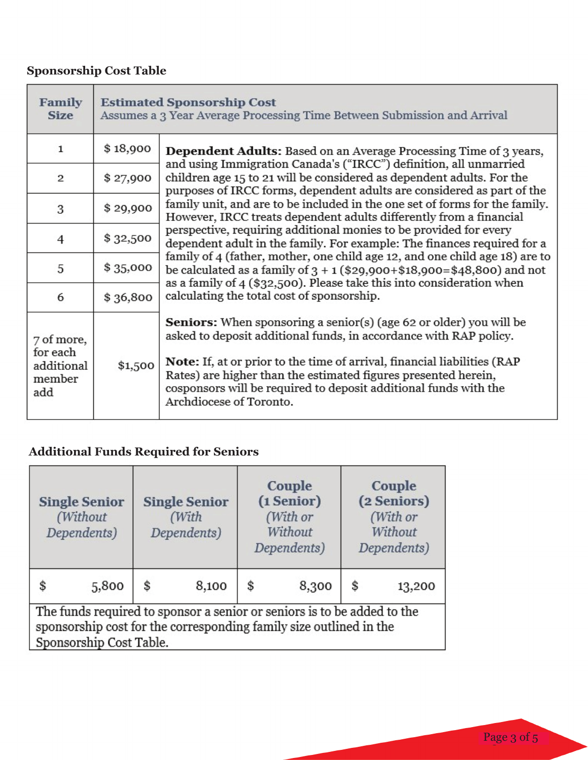### Sponsorship Cost Table

| Family Size | Estimated Sponsorship Cost<br>Assumes a 3 Year Average Processing Time Between Submission and Arrival | |
|---|---|---|
| 1 | $ 18,900 | **Dependent Adults:** Based on an Average Processing Time of 3 years, and using Immigration Canada's ("IRCC") definition, all unmarried children age 15 to 21 will be considered as dependent adults. For the purposes of IRCC forms, dependent adults are considered as part of the family unit, and are to be included in the one set of forms for the family. However, IRCC treats dependent adults differently from a financial perspective, requiring additional monies to be provided for every dependent adult in the family. For example: The finances required for a family of 4 (father, mother, one child age 12, and one child age 18) are to be calculated as a family of 3 + 1 ($29,900+$18,900=$48,800) and not as a family of 4 ($32,500). Please take this into consideration when calculating the total cost of sponsorship. |
| 2 | $ 27,900 | |
| 3 | $ 29,900 | |
| 4 | $ 32,500 | |
| 5 | $ 35,000 | |
| 6 | $ 36,800 | |
| 7 of more, for each additional member add | $1,500 | **Seniors:** When sponsoring a senior(s) (age 62 or older) you will be asked to deposit additional funds, in accordance with RAP policy.<br><br>**Note:** If, at or prior to the time of arrival, financial liabilities (RAP Rates) are higher than the estimated figures presented herein, cosponsors will be required to deposit additional funds with the Archdiocese of Toronto. |

### Additional Funds Required for Seniors

| **Single Senior** *(Without Dependents)* | **Single Senior** *(With Dependents)* | **Couple (1 Senior)** *(With or Without Dependents)* | **Couple (2 Seniors)** *(With or Without Dependents)* |
|---|---|---|---|
| $ 5,800 | $ 8,100 | $ 8,300 | $ 13,200 |
| The funds required to sponsor a senior or seniors is to be added to the sponsorship cost for the corresponding family size outlined in the Sponsorship Cost Table. | | | |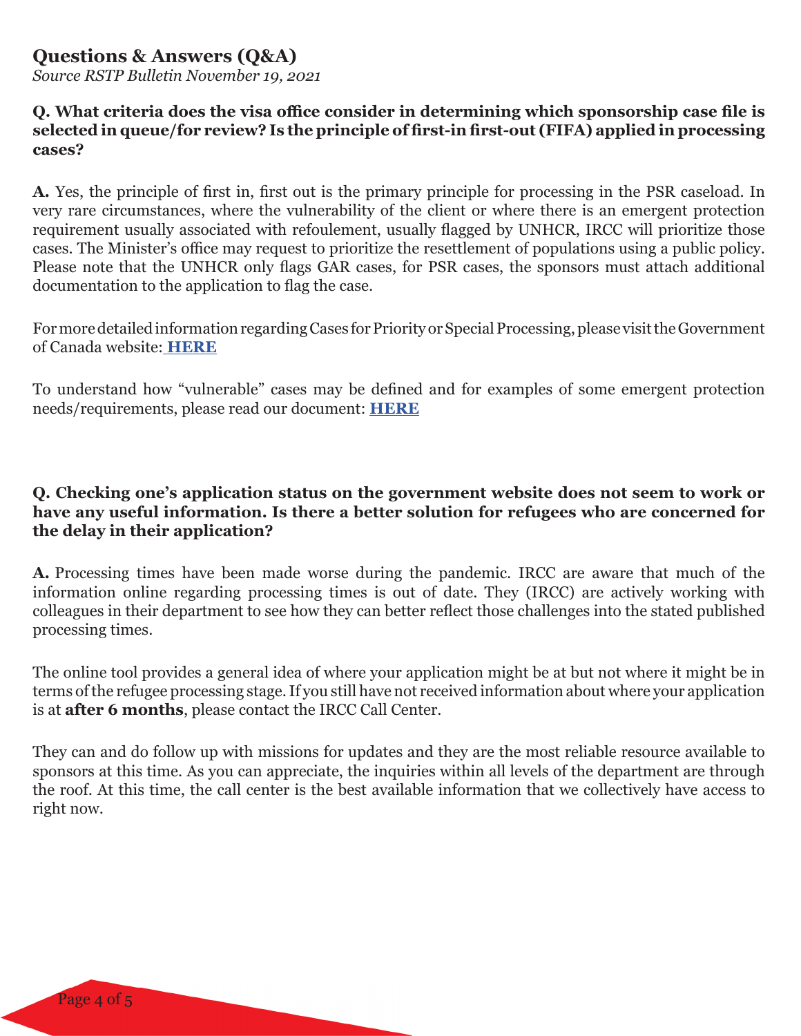## Questions & Answers (Q&A)

*Source RSTP Bulletin November 19, 2021*

**Q. What criteria does the visa office consider in determining which sponsorship case file is selected in queue/for review? Is the principle of first-in first-out (FIFA) applied in processing cases?**

**A.** Yes, the principle of first in, first out is the primary principle for processing in the PSR caseload. In very rare circumstances, where the vulnerability of the client or where there is an emergent protection requirement usually associated with refoulement, usually flagged by UNHCR, IRCC will prioritize those cases. The Minister's office may request to prioritize the resettlement of populations using a public policy. Please note that the UNHCR only flags GAR cases, for PSR cases, the sponsors must attach additional documentation to the application to flag the case.

For more detailed information regarding Cases for Priority or Special Processing, please visit the Government of Canada website: **HERE**

To understand how "vulnerable" cases may be defined and for examples of some emergent protection needs/requirements, please read our document: **HERE**

**Q. Checking one's application status on the government website does not seem to work or have any useful information. Is there a better solution for refugees who are concerned for the delay in their application?**

**A.** Processing times have been made worse during the pandemic. IRCC are aware that much of the information online regarding processing times is out of date. They (IRCC) are actively working with colleagues in their department to see how they can better reflect those challenges into the stated published processing times.

The online tool provides a general idea of where your application might be at but not where it might be in terms of the refugee processing stage. If you still have not received information about where your application is at **after 6 months**, please contact the IRCC Call Center.

They can and do follow up with missions for updates and they are the most reliable resource available to sponsors at this time. As you can appreciate, the inquiries within all levels of the department are through the roof. At this time, the call center is the best available information that we collectively have access to right now.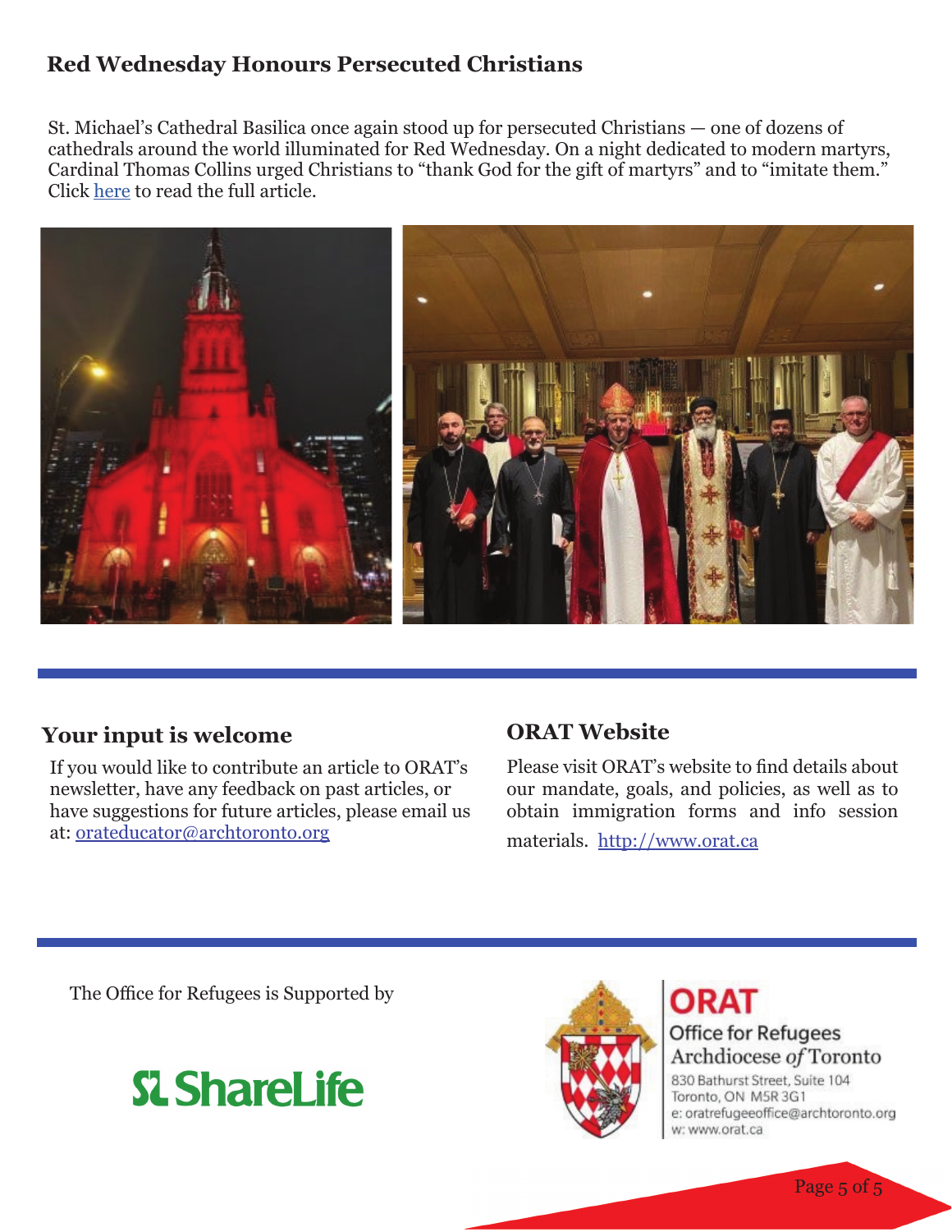## Red Wednesday Honours Persecuted Christians

St. Michael's Cathedral Basilica once again stood up for persecuted Christians — one of dozens of cathedrals around the world illuminated for Red Wednesday. On a night dedicated to modern martyrs, Cardinal Thomas Collins urged Christians to "thank God for the gift of martyrs" and to "imitate them." Click here to read the full article.

### Your input is welcome

If you would like to contribute an article to ORAT's newsletter, have any feedback on past articles, or have suggestions for future articles, please email us at: orateducator@archtoronto.org

### ORAT Website

Please visit ORAT's website to find details about our mandate, goals, and policies, as well as to obtain immigration forms and info session materials. http://www.orat.ca

The Office for Refugees is Supported by

ShareLife

**ORAT**
Office for Refugees
Archdiocese *of* Toronto
830 Bathurst Street, Suite 104
Toronto, ON M5R 3G1
e: oratrefugeeoffice@archtoronto.org
w: www.orat.ca